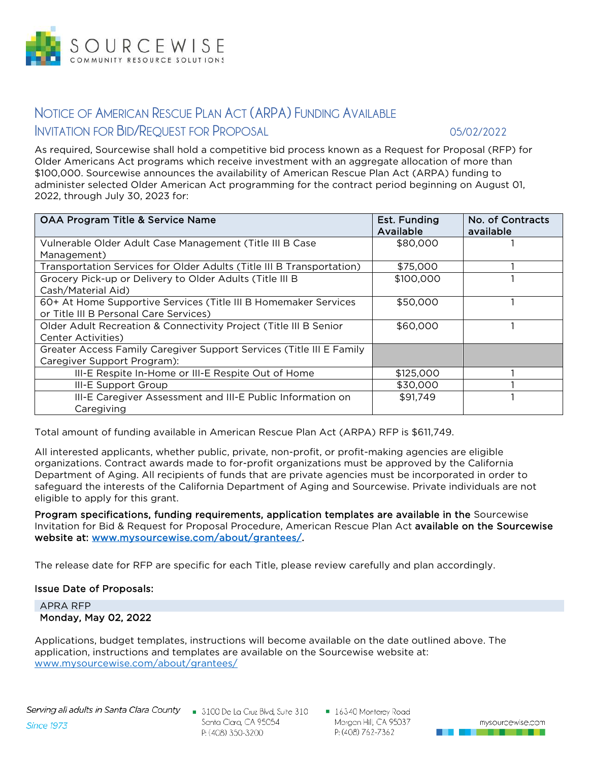# SOURCEWISE

COMMUNITY RESOURCE SOLUTIONS

## NOTICE OF AMERICAN RESCUE PLAN ACT (ARPA) FUNDING AVAILABLE

## INVITATION FOR BID/REQUEST FOR PROPOSAL

05/02/2022

As required, Sourcewise shall hold a competitive bid process known as a Request for Proposal (RFP) for Older Americans Act programs which receive investment with an aggregate allocation of more than $100,000. Sourcewise announces the availability of American Rescue Plan Act (ARPA) funding to administer selected Older American Act programming for the contract period beginning on August 01, 2022, through July 30, 2023 for:

| OAA Program Title & Service Name | Est. Funding Available | No. of Contracts available |
|---|---|---|
| Vulnerable Older Adult Case Management (Title III B Case Management) | $80,000 | 1 |
| Transportation Services for Older Adults (Title III B Transportation) | $75,000 | 1 |
| Grocery Pick-up or Delivery to Older Adults (Title III B Cash/Material Aid) | $100,000 | 1 |
| 60+ At Home Supportive Services (Title III B Homemaker Services or Title III B Personal Care Services) | $50,000 | 1 |
| Older Adult Recreation & Connectivity Project (Title III B Senior Center Activities) | $60,000 | 1 |
| Greater Access Family Caregiver Support Services (Title III E Family Caregiver Support Program): | | |
| III-E Respite In-Home or III-E Respite Out of Home | $125,000 | 1 |
| III-E Support Group | $30,000 | 1 |
| III-E Caregiver Assessment and III-E Public Information on Caregiving | $91,749 | 1 |

Total amount of funding available in American Rescue Plan Act (ARPA) RFP is $611,749.

All interested applicants, whether public, private, non-profit, or profit-making agencies are eligible organizations. Contract awards made to for-profit organizations must be approved by the California Department of Aging. All recipients of funds that are private agencies must be incorporated in order to safeguard the interests of the California Department of Aging and Sourcewise. Private individuals are not eligible to apply for this grant.

**Program specifications, funding requirements, application templates are available in the** Sourcewise Invitation for Bid & Request for Proposal Procedure, American Rescue Plan Act **available on the Sourcewise website at: [www.mysourcewise.com/about/grantees/](www.mysourcewise.com/about/grantees/).**

The release date for RFP are specific for each Title, please review carefully and plan accordingly.

**Issue Date of Proposals:**

APRA RFP
**Monday, May 02, 2022**

Applications, budget templates, instructions will become available on the date outlined above. The application, instructions and templates are available on the Sourcewise website at: [www.mysourcewise.com/about/grantees/](www.mysourcewise.com/about/grantees/)

*Serving all adults in Santa Clara County*
*Since 1973*

- 3100 De La Cruz Blvd, Suite 310, Santa Clara, CA 95054, P: (408) 350-3200
- 16340 Monterey Road, Morgan Hill, CA 95037, P: (408) 762-7362

mysourcewise.com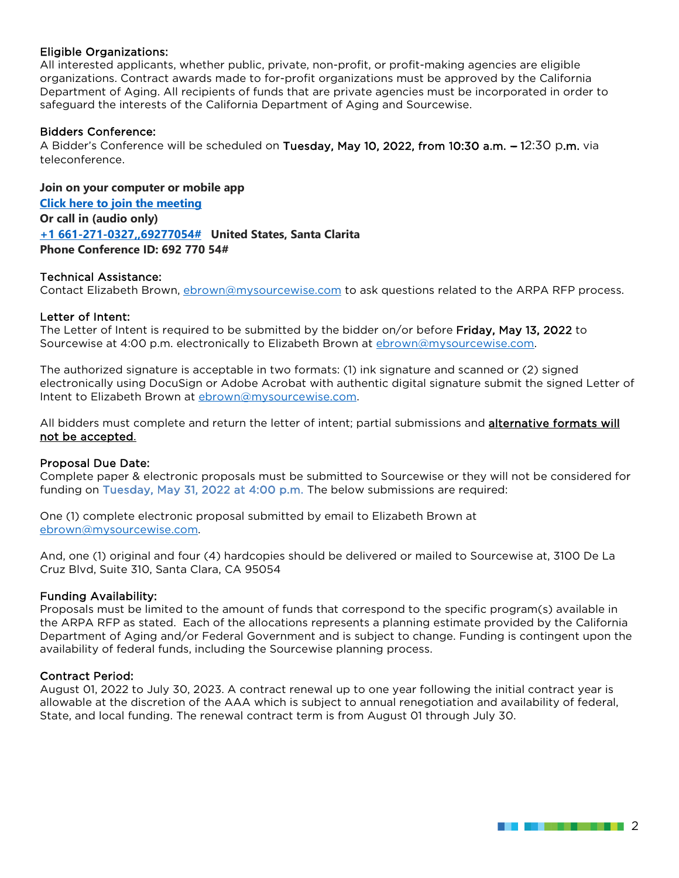### Eligible Organizations:

All interested applicants, whether public, private, non-profit, or profit-making agencies are eligible organizations. Contract awards made to for-profit organizations must be approved by the California Department of Aging. All recipients of funds that are private agencies must be incorporated in order to safeguard the interests of the California Department of Aging and Sourcewise.

### Bidders Conference:

A Bidder's Conference will be scheduled on **Tuesday, May 10, 2022, from 10:30 a.m. – 12:30 p.m.** via teleconference.

**Join on your computer or mobile app**
**[Click here to join the meeting](#)**
**Or call in (audio only)**
**+1 661-271-0327,,69277054#** **United States, Santa Clarita**
**Phone Conference ID: 692 770 54#**

### Technical Assistance:

Contact Elizabeth Brown, ebrown@mysourcewise.com to ask questions related to the ARPA RFP process.

### Letter of Intent:

The Letter of Intent is required to be submitted by the bidder on/or before **Friday, May 13, 2022** to Sourcewise at 4:00 p.m. electronically to Elizabeth Brown at ebrown@mysourcewise.com.

The authorized signature is acceptable in two formats: (1) ink signature and scanned or (2) signed electronically using DocuSign or Adobe Acrobat with authentic digital signature submit the signed Letter of Intent to Elizabeth Brown at ebrown@mysourcewise.com.

All bidders must complete and return the letter of intent; partial submissions and <u>alternative formats will not be accepted</u>.

### Proposal Due Date:

Complete paper & electronic proposals must be submitted to Sourcewise or they will not be considered for funding on Tuesday, May 31, 2022 at 4:00 p.m. The below submissions are required:

One (1) complete electronic proposal submitted by email to Elizabeth Brown at ebrown@mysourcewise.com.

And, one (1) original and four (4) hardcopies should be delivered or mailed to Sourcewise at, 3100 De La Cruz Blvd, Suite 310, Santa Clara, CA 95054

### Funding Availability:

Proposals must be limited to the amount of funds that correspond to the specific program(s) available in the ARPA RFP as stated. Each of the allocations represents a planning estimate provided by the California Department of Aging and/or Federal Government and is subject to change. Funding is contingent upon the availability of federal funds, including the Sourcewise planning process.

### Contract Period:

August 01, 2022 to July 30, 2023. A contract renewal up to one year following the initial contract year is allowable at the discretion of the AAA which is subject to annual renegotiation and availability of federal, State, and local funding. The renewal contract term is from August 01 through July 30.